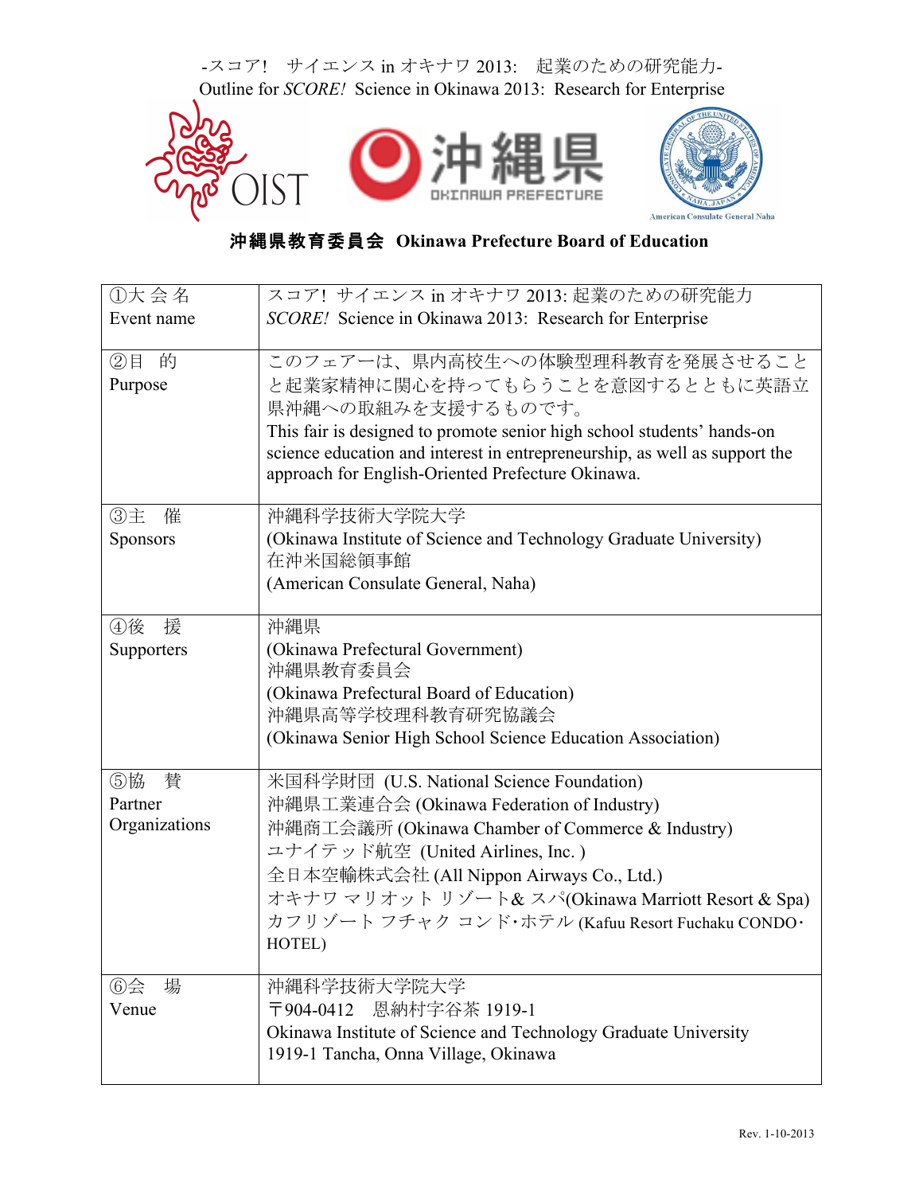-スコア!　サイエンス in オキナワ 2013:　起業のための研究能力-

Outline for *SCORE!* Science in Okinawa 2013: Research for Enterprise

OIST　沖縄県 OKINAWA PREFECTURE　American Consulate General Naha

**沖縄県教育委員会 Okinawa Prefecture Board of Education**

| | |
|---|---|
| ①大 会 名<br>Event name | スコア! サイエンス in オキナワ 2013: 起業のための研究能力<br>*SCORE!* Science in Okinawa 2013: Research for Enterprise |
| ②目　的<br>Purpose | このフェアーは、県内高校生への体験型理科教育を発展させることと起業家精神に関心を持ってもらうことを意図するとともに英語立県沖縄への取組みを支援するものです。<br>This fair is designed to promote senior high school students' hands-on science education and interest in entrepreneurship, as well as support the approach for English-Oriented Prefecture Okinawa. |
| ③主　催<br>Sponsors | 沖縄科学技術大学院大学<br>(Okinawa Institute of Science and Technology Graduate University)<br>在沖米国総領事館<br>(American Consulate General, Naha) |
| ④後　援<br>Supporters | 沖縄県<br>(Okinawa Prefectural Government)<br>沖縄県教育委員会<br>(Okinawa Prefectural Board of Education)<br>沖縄県高等学校理科教育研究協議会<br>(Okinawa Senior High School Science Education Association) |
| ⑤協　賛<br>Partner Organizations | 米国科学財団 (U.S. National Science Foundation)<br>沖縄県工業連合会 (Okinawa Federation of Industry)<br>沖縄商工会議所 (Okinawa Chamber of Commerce & Industry)<br>ユナイテッド航空 (United Airlines, Inc. )<br>全日本空輸株式会社 (All Nippon Airways Co., Ltd.)<br>オキナワ マリオット リゾート& スパ(Okinawa Marriott Resort & Spa)<br>カフリゾート フチャク コンド･ホテル (Kafuu Resort Fuchaku CONDO･HOTEL) |
| ⑥会　場<br>Venue | 沖縄科学技術大学院大学<br>〒904-0412　恩納村字谷茶 1919-1<br>Okinawa Institute of Science and Technology Graduate University<br>1919-1 Tancha, Onna Village, Okinawa |

Rev. 1-10-2013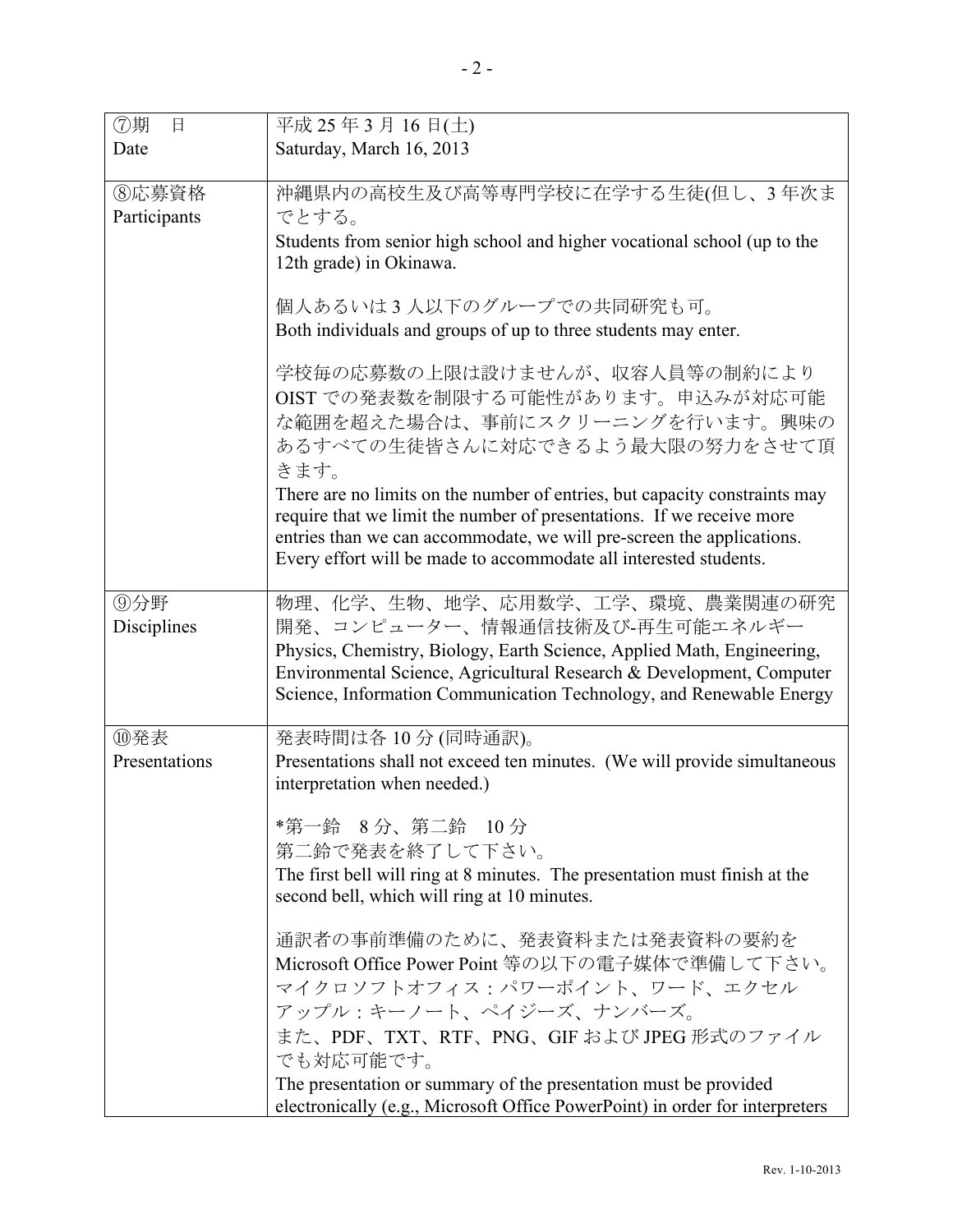| | |
|---|---|
| ⑦期　日<br>Date | 平成 25 年 3 月 16 日(土)<br>Saturday, March 16, 2013 |
| ⑧応募資格<br>Participants | 沖縄県内の高校生及び高等専門学校に在学する生徒(但し、3 年次までとする。<br>Students from senior high school and higher vocational school (up to the 12th grade) in Okinawa.<br><br>個人あるいは 3 人以下のグループでの共同研究も可。<br>Both individuals and groups of up to three students may enter.<br><br>学校毎の応募数の上限は設けませんが、収容人員等の制約により OIST での発表数を制限する可能性があります。申込みが対応可能な範囲を超えた場合は、事前にスクリーニングを行います。興味のあるすべての生徒皆さんに対応できるよう最大限の努力をさせて頂きます。<br>There are no limits on the number of entries, but capacity constraints may require that we limit the number of presentations. If we receive more entries than we can accommodate, we will pre-screen the applications. Every effort will be made to accommodate all interested students. |
| ⑨分野<br>Disciplines | 物理、化学、生物、地学、応用数学、工学、環境、農業関連の研究開発、コンピューター、情報通信技術及び-再生可能エネルギー<br>Physics, Chemistry, Biology, Earth Science, Applied Math, Engineering, Environmental Science, Agricultural Research & Development, Computer Science, Information Communication Technology, and Renewable Energy |
| ⑩発表<br>Presentations | 発表時間は各 10 分 (同時通訳)。<br>Presentations shall not exceed ten minutes. (We will provide simultaneous interpretation when needed.)<br><br>*第一鈴　8 分、第二鈴　10 分<br>第二鈴で発表を終了して下さい。<br>The first bell will ring at 8 minutes. The presentation must finish at the second bell, which will ring at 10 minutes.<br><br>通訳者の事前準備のために、発表資料または発表資料の要約を Microsoft Office Power Point 等の以下の電子媒体で準備して下さい。<br>マイクロソフトオフィス：パワーポイント、ワード、エクセル<br>アップル：キーノート、ペイジーズ、ナンバーズ。<br>また、PDF、TXT、RTF、PNG、GIF および JPEG 形式のファイルでも対応可能です。<br>The presentation or summary of the presentation must be provided electronically (e.g., Microsoft Office PowerPoint) in order for interpreters |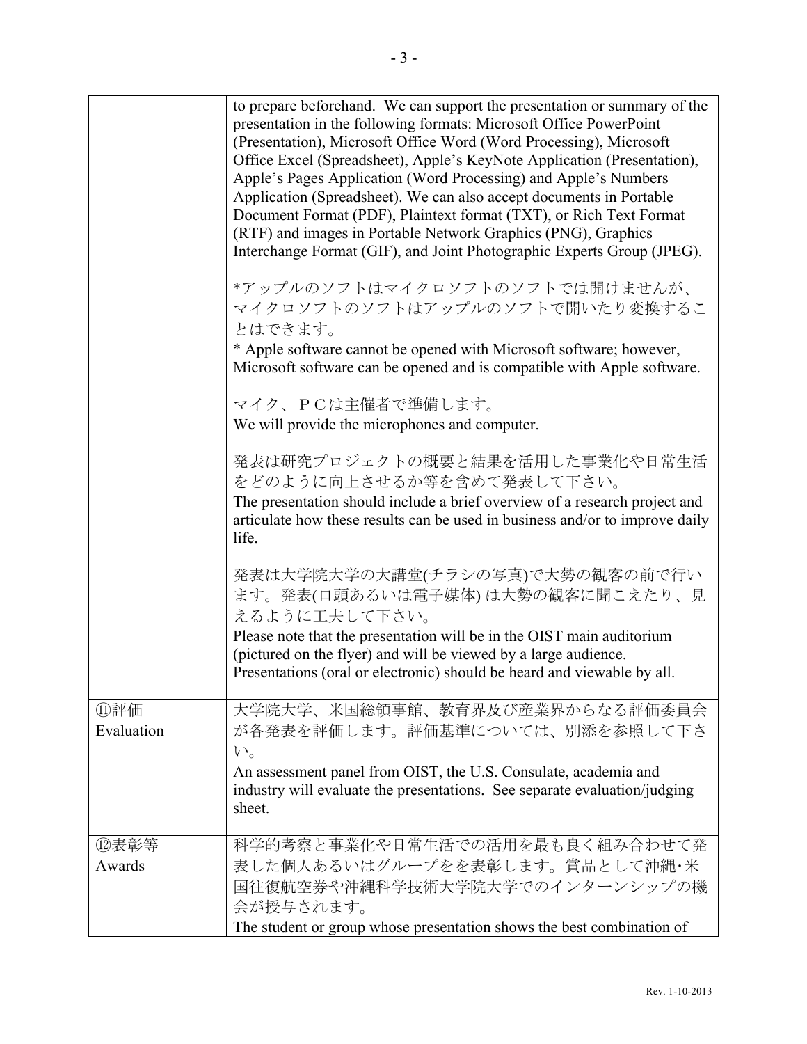| | |
|---|---|
| | to prepare beforehand. We can support the presentation or summary of the presentation in the following formats: Microsoft Office PowerPoint (Presentation), Microsoft Office Word (Word Processing), Microsoft Office Excel (Spreadsheet), Apple's KeyNote Application (Presentation), Apple's Pages Application (Word Processing) and Apple's Numbers Application (Spreadsheet). We can also accept documents in Portable Document Format (PDF), Plaintext format (TXT), or Rich Text Format (RTF) and images in Portable Network Graphics (PNG), Graphics Interchange Format (GIF), and Joint Photographic Experts Group (JPEG).<br><br>*アップルのソフトはマイクロソフトのソフトでは開けませんが、マイクロソフトのソフトはアップルのソフトで開いたり変換することはできます。<br>* Apple software cannot be opened with Microsoft software; however, Microsoft software can be opened and is compatible with Apple software.<br><br>マイク、ＰＣは主催者で準備します。<br>We will provide the microphones and computer.<br><br>発表は研究プロジェクトの概要と結果を活用した事業化や日常生活をどのように向上させるか等を含めて発表して下さい。<br>The presentation should include a brief overview of a research project and articulate how these results can be used in business and/or to improve daily life.<br><br>発表は大学院大学の大講堂(チラシの写真)で大勢の観客の前で行います。発表(口頭あるいは電子媒体) は大勢の観客に聞こえたり、見えるように工夫して下さい。<br>Please note that the presentation will be in the OIST main auditorium (pictured on the flyer) and will be viewed by a large audience. Presentations (oral or electronic) should be heard and viewable by all. |
| ⑪評価<br>Evaluation | 大学院大学、米国総領事館、教育界及び産業界からなる評価委員会が各発表を評価します。評価基準については、別添を参照して下さい。<br>An assessment panel from OIST, the U.S. Consulate, academia and industry will evaluate the presentations. See separate evaluation/judging sheet. |
| ⑫表彰等<br>Awards | 科学的考察と事業化や日常生活での活用を最も良く組み合わせて発表した個人あるいはグループをを表彰します。賞品として沖縄･米国往復航空券や沖縄科学技術大学院大学でのインターンシップの機会が授与されます。<br>The student or group whose presentation shows the best combination of |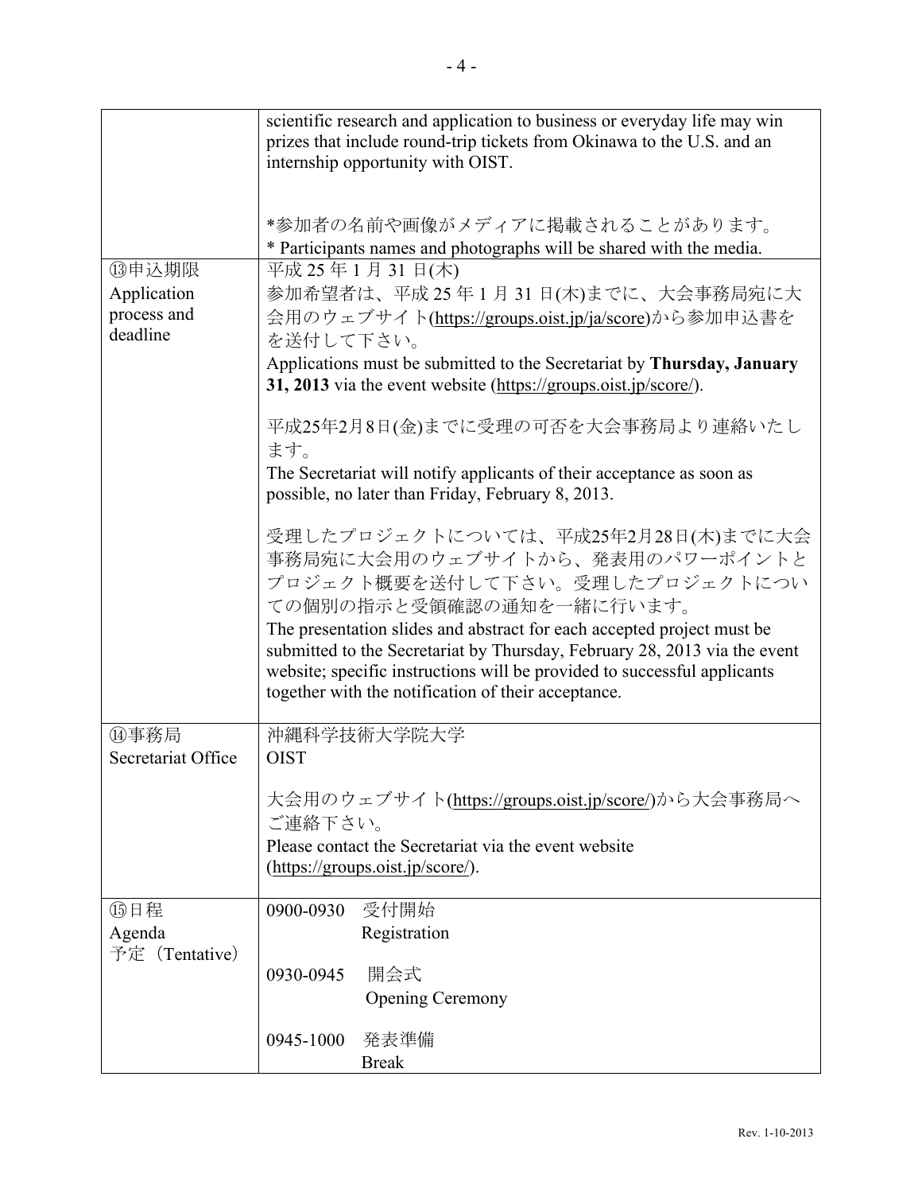| | |
|---|---|
| | scientific research and application to business or everyday life may win prizes that include round-trip tickets from Okinawa to the U.S. and an internship opportunity with OIST.<br><br>*参加者の名前や画像がメディアに掲載されることがあります。<br>* Participants names and photographs will be shared with the media. |
| ⑬申込期限<br>Application process and deadline | 平成 25 年 1 月 31 日(木)<br>参加希望者は、平成 25 年 1 月 31 日(木)までに、大会事務局宛に大会用のウェブサイト(https://groups.oist.jp/ja/score)から参加申込書を送付して下さい。<br>Applications must be submitted to the Secretariat by **Thursday, January 31, 2013** via the event website (https://groups.oist.jp/score/).<br><br>平成25年2月8日(金)までに受理の可否を大会事務局より連絡いたします。<br>The Secretariat will notify applicants of their acceptance as soon as possible, no later than Friday, February 8, 2013.<br><br>受理したプロジェクトについては、平成25年2月28日(木)までに大会事務局宛に大会用のウェブサイトから、発表用のパワーポイントとプロジェクト概要を送付して下さい。受理したプロジェクトについての個別の指示と受領確認の通知を一緒に行います。<br>The presentation slides and abstract for each accepted project must be submitted to the Secretariat by Thursday, February 28, 2013 via the event website; specific instructions will be provided to successful applicants together with the notification of their acceptance. |
| ⑭事務局<br>Secretariat Office | 沖縄科学技術大学院大学<br>OIST<br><br>大会用のウェブサイト(https://groups.oist.jp/score/)から大会事務局へご連絡下さい。<br>Please contact the Secretariat via the event website (https://groups.oist.jp/score/). |
| ⑮日程<br>Agenda<br>予定（Tentative） | 0900-0930　受付開始<br>Registration<br><br>0930-0945　開会式<br>Opening Ceremony<br><br>0945-1000　発表準備<br>Break |

Rev. 1-10-2013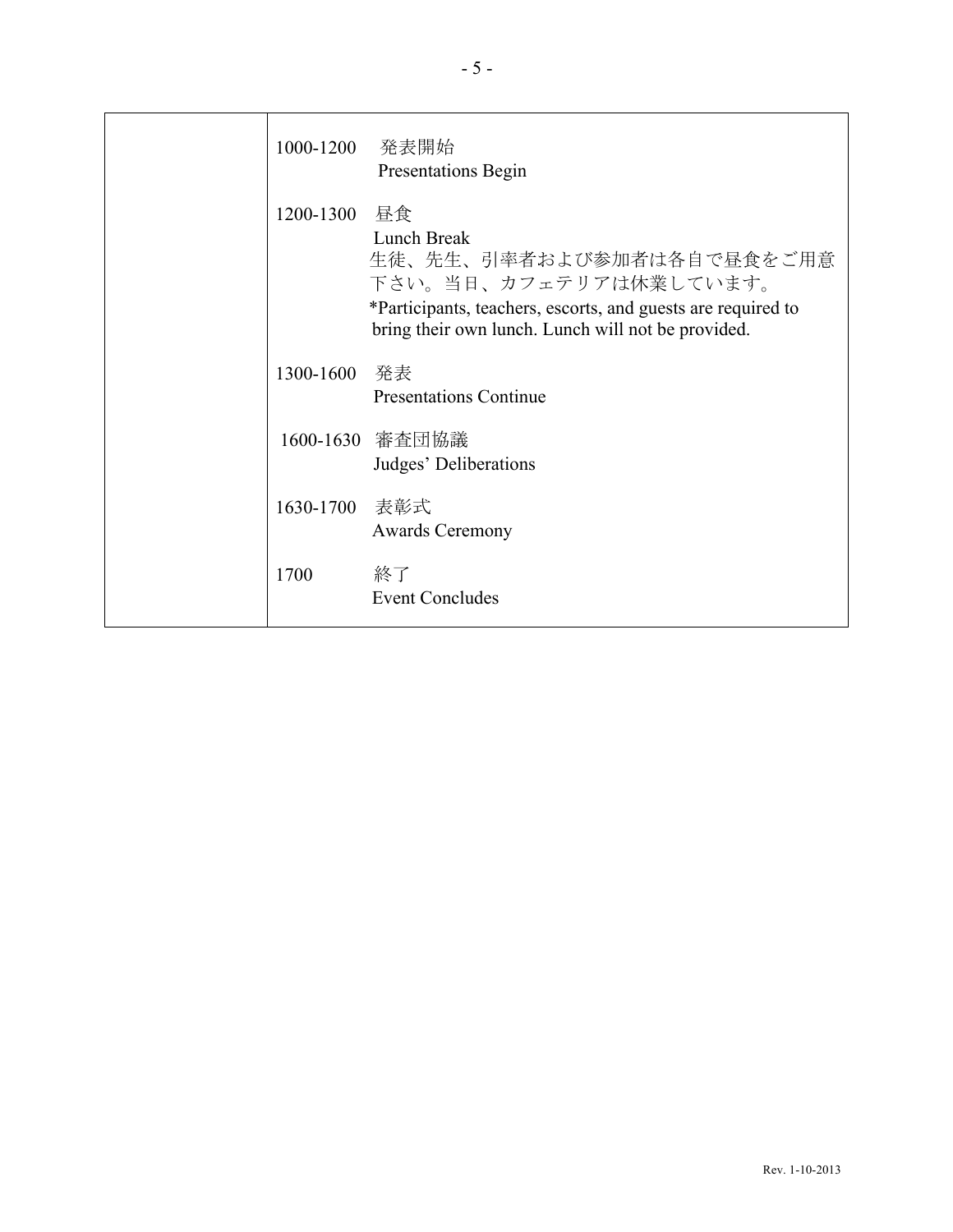| | |
|---|---|
| | 1000-1200 発表開始<br>Presentations Begin<br><br>1200-1300 昼食<br>Lunch Break<br>生徒、先生、引率者および参加者は各自で昼食をご用意下さい。当日、カフェテリアは休業しています。<br>*Participants, teachers, escorts, and guests are required to bring their own lunch. Lunch will not be provided.<br><br>1300-1600 発表<br>Presentations Continue<br><br>1600-1630 審査団協議<br>Judges' Deliberations<br><br>1630-1700 表彰式<br>Awards Ceremony<br><br>1700 終了<br>Event Concludes |

Rev. 1-10-2013